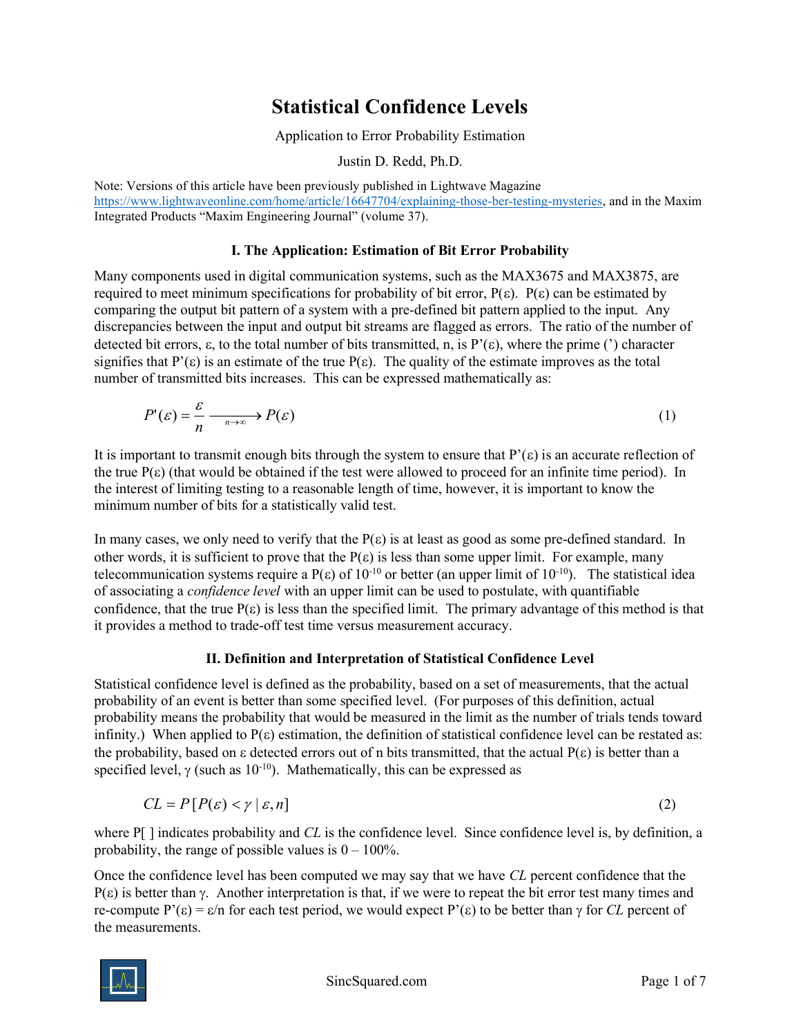# Statistical Confidence Levels

Application to Error Probability Estimation

Justin D. Redd, Ph.D.

Note: Versions of this article have been previously published in Lightwave Magazine https://www.lightwaveonline.com/home/article/16647704/explaining-those-ber-testing-mysteries, and in the Maxim Integrated Products "Maxim Engineering Journal" (volume 37).

## I. The Application: Estimation of Bit Error Probability

Many components used in digital communication systems, such as the MAX3675 and MAX3875, are required to meet minimum specifications for probability of bit error, $P(\varepsilon)$. $P(\varepsilon)$ can be estimated by comparing the output bit pattern of a system with a pre-defined bit pattern applied to the input. Any discrepancies between the input and output bit streams are flagged as errors. The ratio of the number of detected bit errors, $\varepsilon$, to the total number of bits transmitted, n, is $P'(\varepsilon)$, where the prime (') character signifies that $P'(\varepsilon)$ is an estimate of the true $P(\varepsilon)$. The quality of the estimate improves as the total number of transmitted bits increases. This can be expressed mathematically as:

$$P'(\varepsilon) = \frac{\varepsilon}{n} \xrightarrow[n \to \infty]{} P(\varepsilon) \tag{1}$$

It is important to transmit enough bits through the system to ensure that $P'(\varepsilon)$ is an accurate reflection of the true $P(\varepsilon)$ (that would be obtained if the test were allowed to proceed for an infinite time period). In the interest of limiting testing to a reasonable length of time, however, it is important to know the minimum number of bits for a statistically valid test.

In many cases, we only need to verify that the $P(\varepsilon)$ is at least as good as some pre-defined standard. In other words, it is sufficient to prove that the $P(\varepsilon)$ is less than some upper limit. For example, many telecommunication systems require a $P(\varepsilon)$ of $10^{-10}$ or better (an upper limit of $10^{-10}$). The statistical idea of associating a *confidence level* with an upper limit can be used to postulate, with quantifiable confidence, that the true $P(\varepsilon)$ is less than the specified limit. The primary advantage of this method is that it provides a method to trade-off test time versus measurement accuracy.

## II. Definition and Interpretation of Statistical Confidence Level

Statistical confidence level is defined as the probability, based on a set of measurements, that the actual probability of an event is better than some specified level. (For purposes of this definition, actual probability means the probability that would be measured in the limit as the number of trials tends toward infinity.) When applied to $P(\varepsilon)$ estimation, the definition of statistical confidence level can be restated as: the probability, based on $\varepsilon$ detected errors out of n bits transmitted, that the actual $P(\varepsilon)$ is better than a specified level, $\gamma$ (such as $10^{-10}$). Mathematically, this can be expressed as

$$CL = P\left[P(\varepsilon) < \gamma \mid \varepsilon, n\right] \tag{2}$$

where P[ ] indicates probability and *CL* is the confidence level. Since confidence level is, by definition, a probability, the range of possible values is 0 – 100%.

Once the confidence level has been computed we may say that we have *CL* percent confidence that the $P(\varepsilon)$ is better than $\gamma$. Another interpretation is that, if we were to repeat the bit error test many times and re-compute $P'(\varepsilon) = \varepsilon/n$ for each test period, we would expect $P'(\varepsilon)$ to be better than $\gamma$ for *CL* percent of the measurements.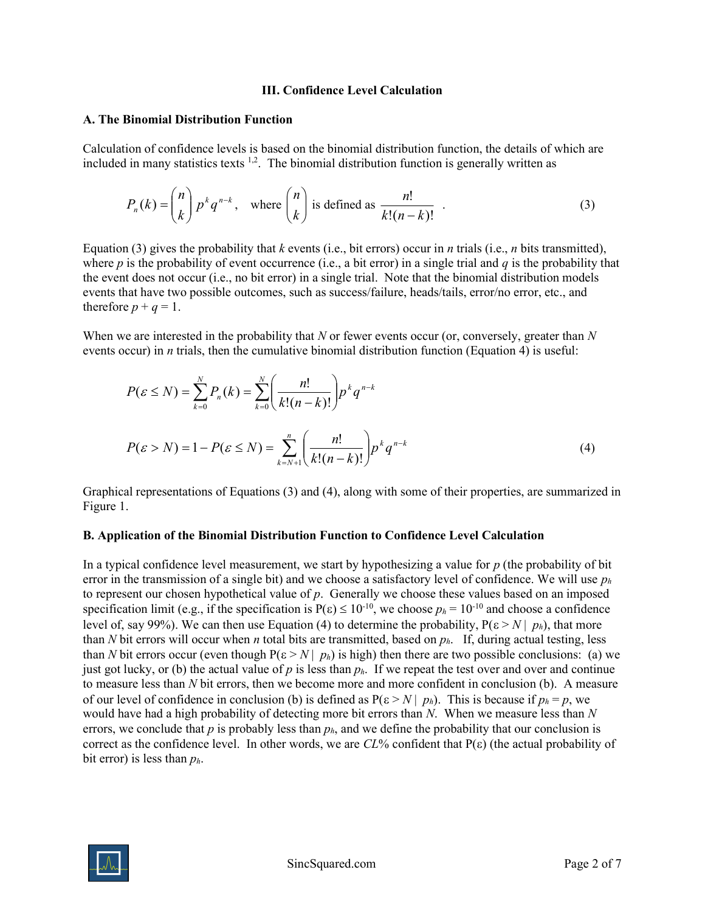## III. Confidence Level Calculation

### A. The Binomial Distribution Function

Calculation of confidence levels is based on the binomial distribution function, the details of which are included in many statistics texts [1,2]. The binomial distribution function is generally written as

$$P_n(k) = \binom{n}{k} p^k q^{n-k}, \quad \text{where } \binom{n}{k} \text{ is defined as } \frac{n!}{k!(n-k)!} \quad . \tag{3}$$

Equation (3) gives the probability that $k$ events (i.e., bit errors) occur in $n$ trials (i.e., $n$ bits transmitted), where $p$ is the probability of event occurrence (i.e., a bit error) in a single trial and $q$ is the probability that the event does not occur (i.e., no bit error) in a single trial. Note that the binomial distribution models events that have two possible outcomes, such as success/failure, heads/tails, error/no error, etc., and therefore $p + q = 1$.

When we are interested in the probability that $N$ or fewer events occur (or, conversely, greater than $N$ events occur) in $n$ trials, then the cumulative binomial distribution function (Equation 4) is useful:

$$P(\varepsilon \le N) = \sum_{k=0}^{N} P_n(k) = \sum_{k=0}^{N} \left( \frac{n!}{k!(n-k)!} \right) p^k q^{n-k}$$

$$P(\varepsilon > N) = 1 - P(\varepsilon \le N) = \sum_{k=N+1}^{n} \left( \frac{n!}{k!(n-k)!} \right) p^k q^{n-k} \tag{4}$$

Graphical representations of Equations (3) and (4), along with some of their properties, are summarized in Figure 1.

### B. Application of the Binomial Distribution Function to Confidence Level Calculation

In a typical confidence level measurement, we start by hypothesizing a value for $p$ (the probability of bit error in the transmission of a single bit) and we choose a satisfactory level of confidence. We will use $p_h$ to represent our chosen hypothetical value of $p$. Generally we choose these values based on an imposed specification limit (e.g., if the specification is $P(\varepsilon) \le 10^{-10}$, we choose $p_h = 10^{-10}$ and choose a confidence level of, say 99%). We can then use Equation (4) to determine the probability, $P(\varepsilon > N \mid p_h)$, that more than $N$ bit errors will occur when $n$ total bits are transmitted, based on $p_h$. If, during actual testing, less than $N$ bit errors occur (even though $P(\varepsilon > N \mid p_h)$ is high) then there are two possible conclusions: (a) we just got lucky, or (b) the actual value of $p$ is less than $p_h$. If we repeat the test over and over and continue to measure less than $N$ bit errors, then we become more and more confident in conclusion (b). A measure of our level of confidence in conclusion (b) is defined as $P(\varepsilon > N \mid p_h)$. This is because if $p_h = p$, we would have had a high probability of detecting more bit errors than $N$. When we measure less than $N$ errors, we conclude that $p$ is probably less than $p_h$, and we define the probability that our conclusion is correct as the confidence level. In other words, we are *CL*% confident that $P(\varepsilon)$ (the actual probability of bit error) is less than $p_h$.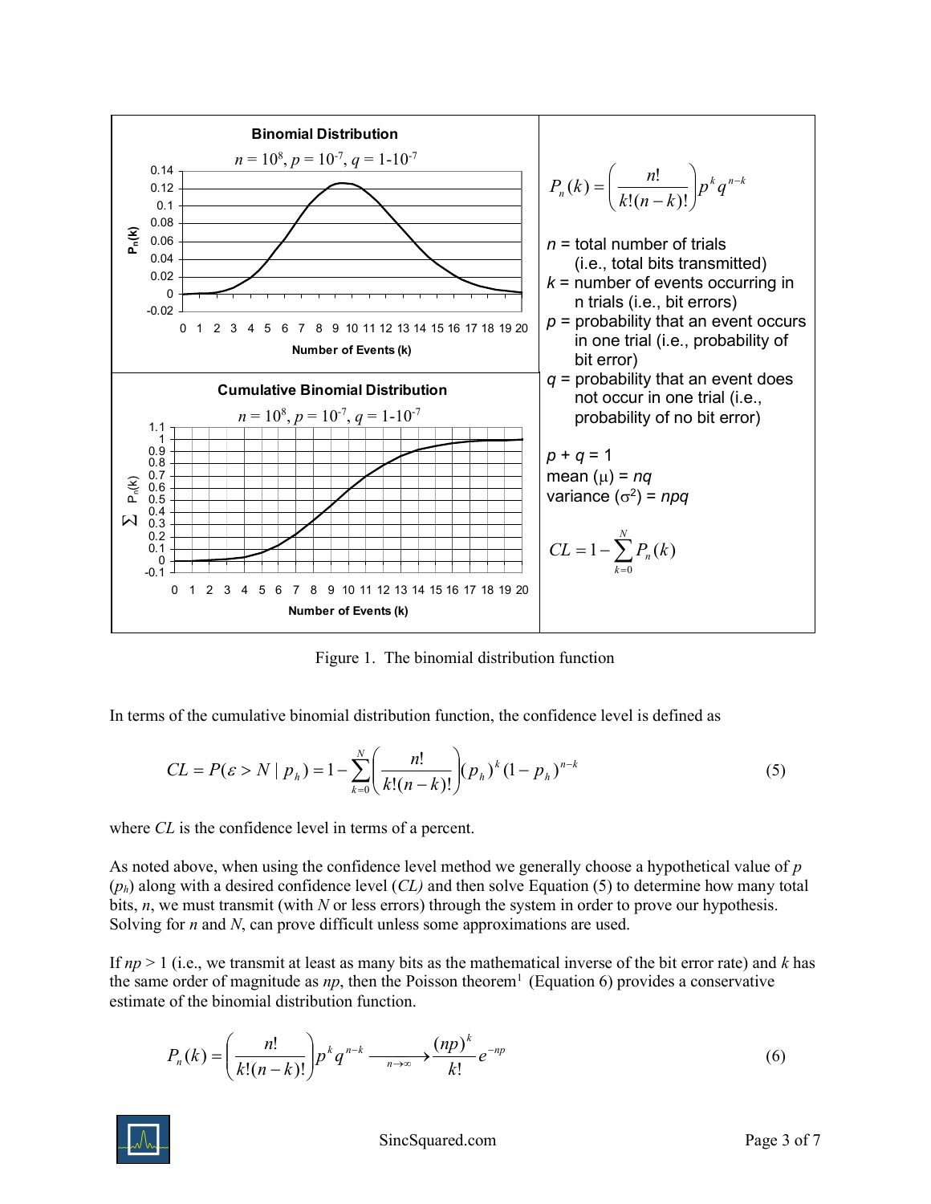**Binomial Distribution**

$n = 10^8$, $p = 10^{-7}$, $q = 1\text{-}10^{-7}$

**Cumulative Binomial Distribution**

$n = 10^8$, $p = 10^{-7}$, $q = 1\text{-}10^{-7}$

$$P_n(k) = \left(\frac{n!}{k!(n-k)!}\right) p^k q^{n-k}$$

$n$ = total number of trials (i.e., total bits transmitted)

$k$ = number of events occurring in n trials (i.e., bit errors)

$p$ = probability that an event occurs in one trial (i.e., probability of bit error)

$q$ = probability that an event does not occur in one trial (i.e., probability of no bit error)

$p + q = 1$

mean ($\mu$) = $nq$

variance ($\sigma^2$) = $npq$

$$CL = 1 - \sum_{k=0}^{N} P_n(k)$$

Figure 1. The binomial distribution function

In terms of the cumulative binomial distribution function, the confidence level is defined as

$$CL = P(\varepsilon > N \mid p_h) = 1 - \sum_{k=0}^{N} \left(\frac{n!}{k!(n-k)!}\right) (p_h)^k (1 - p_h)^{n-k} \tag{5}$$

where $CL$ is the confidence level in terms of a percent.

As noted above, when using the confidence level method we generally choose a hypothetical value of $p$ ($p_h$) along with a desired confidence level ($CL$) and then solve Equation (5) to determine how many total bits, $n$, we must transmit (with $N$ or less errors) through the system in order to prove our hypothesis. Solving for $n$ and $N$, can prove difficult unless some approximations are used.

If $np > 1$ (i.e., we transmit at least as many bits as the mathematical inverse of the bit error rate) and $k$ has the same order of magnitude as $np$, then the Poisson theorem[1] (Equation 6) provides a conservative estimate of the binomial distribution function.

$$P_n(k) = \left(\frac{n!}{k!(n-k)!}\right) p^k q^{n-k} \xrightarrow[n \to \infty]{} \frac{(np)^k}{k!} e^{-np} \tag{6}$$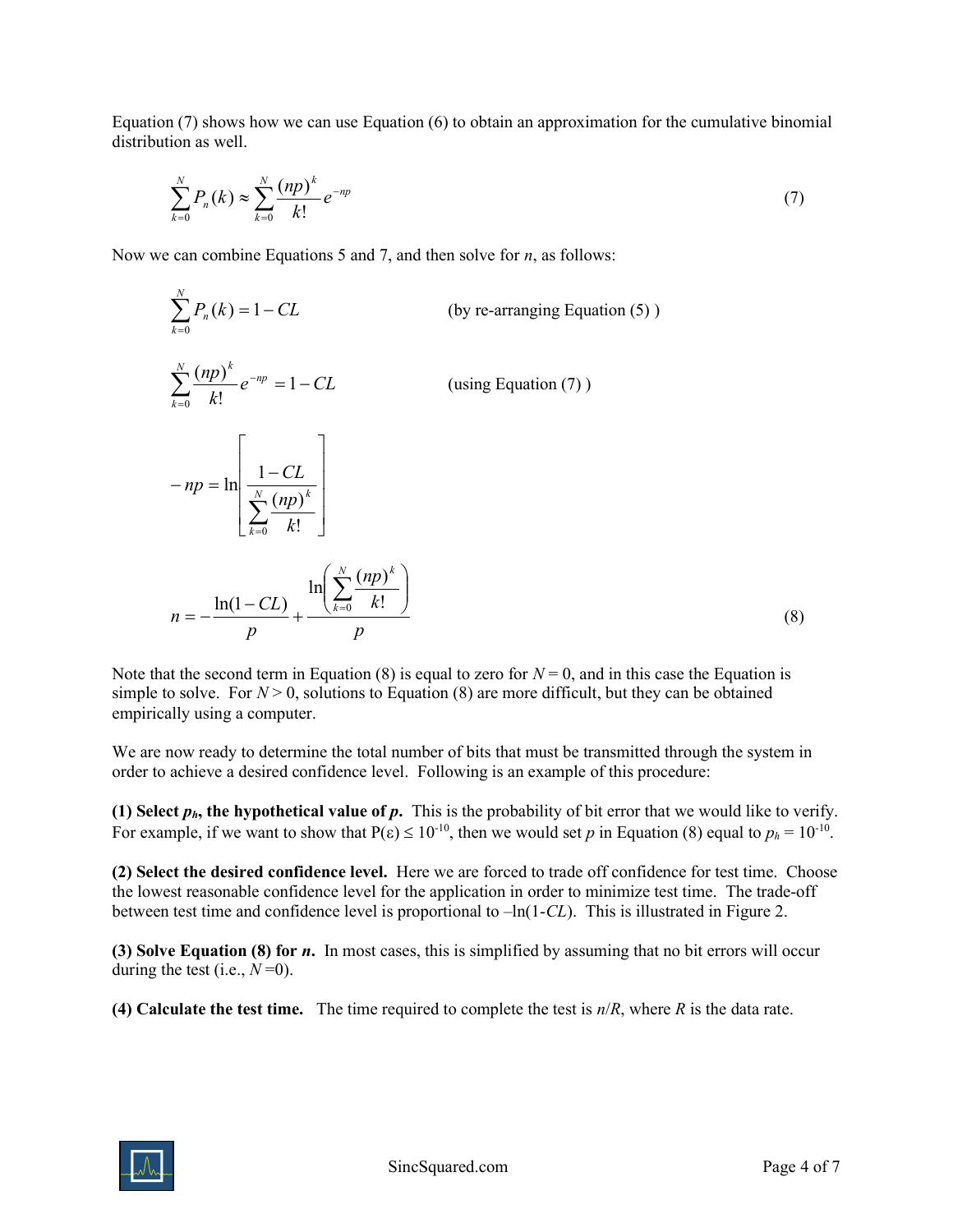Equation (7) shows how we can use Equation (6) to obtain an approximation for the cumulative binomial distribution as well.

$$\sum_{k=0}^{N} P_n(k) \approx \sum_{k=0}^{N} \frac{(np)^k}{k!} e^{-np} \tag{7}$$

Now we can combine Equations 5 and 7, and then solve for $n$, as follows:

$$\sum_{k=0}^{N} P_n(k) = 1 - CL \qquad \text{(by re-arranging Equation (5) )}$$

$$\sum_{k=0}^{N} \frac{(np)^k}{k!} e^{-np} = 1 - CL \qquad \text{(using Equation (7) )}$$

$$-np = \ln\left[ \frac{1-CL}{\displaystyle\sum_{k=0}^{N} \frac{(np)^k}{k!}} \right]$$

$$n = -\frac{\ln(1-CL)}{p} + \frac{\ln\left( \displaystyle\sum_{k=0}^{N} \frac{(np)^k}{k!} \right)}{p} \tag{8}$$

Note that the second term in Equation (8) is equal to zero for $N = 0$, and in this case the Equation is simple to solve. For $N > 0$, solutions to Equation (8) are more difficult, but they can be obtained empirically using a computer.

We are now ready to determine the total number of bits that must be transmitted through the system in order to achieve a desired confidence level. Following is an example of this procedure:

**(1) Select $p_h$, the hypothetical value of $p$.** This is the probability of bit error that we would like to verify. For example, if we want to show that $P(\varepsilon) \leq 10^{-10}$, then we would set $p$ in Equation (8) equal to $p_h = 10^{-10}$.

**(2) Select the desired confidence level.** Here we are forced to trade off confidence for test time. Choose the lowest reasonable confidence level for the application in order to minimize test time. The trade-off between test time and confidence level is proportional to $-\ln(1\text{-}CL)$. This is illustrated in Figure 2.

**(3) Solve Equation (8) for $n$.** In most cases, this is simplified by assuming that no bit errors will occur during the test (i.e., $N$ =0).

**(4) Calculate the test time.** The time required to complete the test is $n/R$, where $R$ is the data rate.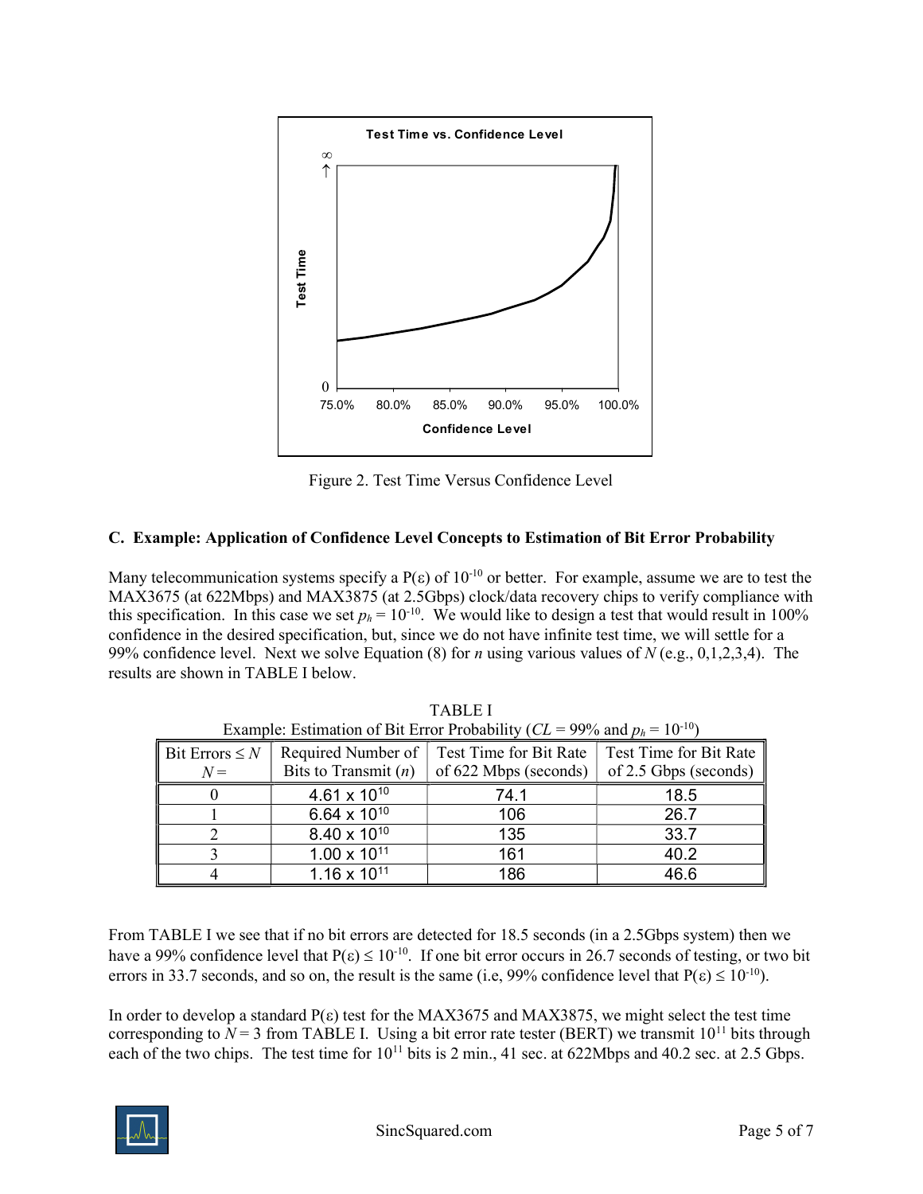Figure 2. Test Time Versus Confidence Level

### C. Example: Application of Confidence Level Concepts to Estimation of Bit Error Probability

Many telecommunication systems specify a $P(\varepsilon)$ of $10^{-10}$ or better. For example, assume we are to test the MAX3675 (at 622Mbps) and MAX3875 (at 2.5Gbps) clock/data recovery chips to verify compliance with this specification. In this case we set $p_h = 10^{-10}$. We would like to design a test that would result in 100% confidence in the desired specification, but, since we do not have infinite test time, we will settle for a 99% confidence level. Next we solve Equation (8) for $n$ using various values of $N$ (e.g., 0,1,2,3,4). The results are shown in TABLE I below.

TABLE I
Example: Estimation of Bit Error Probability ($CL$ = 99% and $p_h = 10^{-10}$)

| Bit Errors ≤ $N$ $N$ = | Required Number of Bits to Transmit ($n$) | Test Time for Bit Rate of 622 Mbps (seconds) | Test Time for Bit Rate of 2.5 Gbps (seconds) |
|---|---|---|---|
| 0 | $4.61 \times 10^{10}$ | 74.1 | 18.5 |
| 1 | $6.64 \times 10^{10}$ | 106 | 26.7 |
| 2 | $8.40 \times 10^{10}$ | 135 | 33.7 |
| 3 | $1.00 \times 10^{11}$ | 161 | 40.2 |
| 4 | $1.16 \times 10^{11}$ | 186 | 46.6 |

From TABLE I we see that if no bit errors are detected for 18.5 seconds (in a 2.5Gbps system) then we have a 99% confidence level that $P(\varepsilon) \leq 10^{-10}$. If one bit error occurs in 26.7 seconds of testing, or two bit errors in 33.7 seconds, and so on, the result is the same (i.e, 99% confidence level that $P(\varepsilon) \leq 10^{-10}$).

In order to develop a standard $P(\varepsilon)$ test for the MAX3675 and MAX3875, we might select the test time corresponding to $N = 3$ from TABLE I. Using a bit error rate tester (BERT) we transmit $10^{11}$ bits through each of the two chips. The test time for $10^{11}$ bits is 2 min., 41 sec. at 622Mbps and 40.2 sec. at 2.5 Gbps.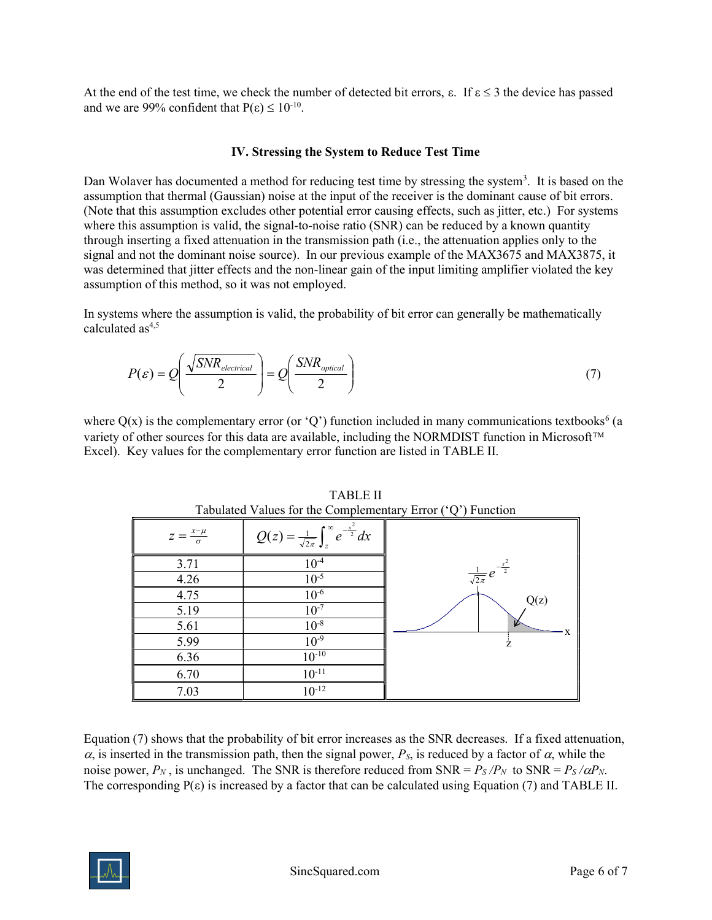At the end of the test time, we check the number of detected bit errors, ε. If ε ≤ 3 the device has passed and we are 99% confident that P(ε) ≤ $10^{-10}$.

### IV. Stressing the System to Reduce Test Time

Dan Wolaver has documented a method for reducing test time by stressing the system[3]. It is based on the assumption that thermal (Gaussian) noise at the input of the receiver is the dominant cause of bit errors. (Note that this assumption excludes other potential error causing effects, such as jitter, etc.) For systems where this assumption is valid, the signal-to-noise ratio (SNR) can be reduced by a known quantity through inserting a fixed attenuation in the transmission path (i.e., the attenuation applies only to the signal and not the dominant noise source). In our previous example of the MAX3675 and MAX3875, it was determined that jitter effects and the non-linear gain of the input limiting amplifier violated the key assumption of this method, so it was not employed.

In systems where the assumption is valid, the probability of bit error can generally be mathematically calculated as[4,5]

$$P(\varepsilon) = Q\left(\frac{\sqrt{SNR_{electrical}}}{2}\right) = Q\left(\frac{SNR_{optical}}{2}\right) \tag{7}$$

where Q(x) is the complementary error (or 'Q') function included in many communications textbooks[6] (a variety of other sources for this data are available, including the NORMDIST function in Microsoft™ Excel). Key values for the complementary error function are listed in TABLE II.

TABLE II
Tabulated Values for the Complementary Error ('Q') Function

| $z = \frac{x-\mu}{\sigma}$ | $Q(z) = \frac{1}{\sqrt{2\pi}} \int_z^{\infty} e^{-\frac{x^2}{2}} dx$ |
|---|---|
| 3.71 | $10^{-4}$ |
| 4.26 | $10^{-5}$ |
| 4.75 | $10^{-6}$ |
| 5.19 | $10^{-7}$ |
| 5.61 | $10^{-8}$ |
| 5.99 | $10^{-9}$ |
| 6.36 | $10^{-10}$ |
| 6.70 | $10^{-11}$ |
| 7.03 | $10^{-12}$ |

Equation (7) shows that the probability of bit error increases as the SNR decreases. If a fixed attenuation, $\alpha$, is inserted in the transmission path, then the signal power, $P_S$, is reduced by a factor of $\alpha$, while the noise power, $P_N$, is unchanged. The SNR is therefore reduced from SNR = $P_S / P_N$ to SNR = $P_S / \alpha P_N$. The corresponding P(ε) is increased by a factor that can be calculated using Equation (7) and TABLE II.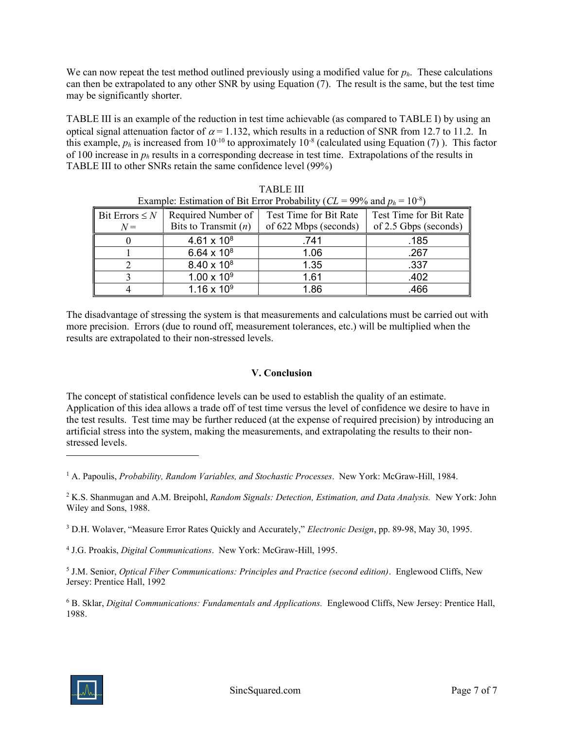We can now repeat the test method outlined previously using a modified value for $p_h$. These calculations can then be extrapolated to any other SNR by using Equation (7). The result is the same, but the test time may be significantly shorter.

TABLE III is an example of the reduction in test time achievable (as compared to TABLE I) by using an optical signal attenuation factor of $\alpha = 1.132$, which results in a reduction of SNR from 12.7 to 11.2. In this example, $p_h$ is increased from $10^{-10}$ to approximately $10^{-8}$ (calculated using Equation (7) ). This factor of 100 increase in $p_h$ results in a corresponding decrease in test time. Extrapolations of the results in TABLE III to other SNRs retain the same confidence level (99%)

TABLE III
Example: Estimation of Bit Error Probability ($CL$ = 99% and $p_h = 10^{-8}$)

| Bit Errors $\leq N$ $N =$ | Required Number of Bits to Transmit ($n$) | Test Time for Bit Rate of 622 Mbps (seconds) | Test Time for Bit Rate of 2.5 Gbps (seconds) |
|---|---|---|---|
| 0 | $4.61 \times 10^{8}$ | .741 | .185 |
| 1 | $6.64 \times 10^{8}$ | 1.06 | .267 |
| 2 | $8.40 \times 10^{8}$ | 1.35 | .337 |
| 3 | $1.00 \times 10^{9}$ | 1.61 | .402 |
| 4 | $1.16 \times 10^{9}$ | 1.86 | .466 |

The disadvantage of stressing the system is that measurements and calculations must be carried out with more precision. Errors (due to round off, measurement tolerances, etc.) will be multiplied when the results are extrapolated to their non-stressed levels.

## V. Conclusion

The concept of statistical confidence levels can be used to establish the quality of an estimate. Application of this idea allows a trade off of test time versus the level of confidence we desire to have in the test results. Test time may be further reduced (at the expense of required precision) by introducing an artificial stress into the system, making the measurements, and extrapolating the results to their non-stressed levels.

---

[1] A. Papoulis, *Probability, Random Variables, and Stochastic Processes*. New York: McGraw-Hill, 1984.

[2] K.S. Shanmugan and A.M. Breipohl, *Random Signals: Detection, Estimation, and Data Analysis.* New York: John Wiley and Sons, 1988.

[3] D.H. Wolaver, "Measure Error Rates Quickly and Accurately," *Electronic Design*, pp. 89-98, May 30, 1995.

[4] J.G. Proakis, *Digital Communications*. New York: McGraw-Hill, 1995.

[5] J.M. Senior, *Optical Fiber Communications: Principles and Practice (second edition)*. Englewood Cliffs, New Jersey: Prentice Hall, 1992

[6] B. Sklar, *Digital Communications: Fundamentals and Applications.* Englewood Cliffs, New Jersey: Prentice Hall, 1988.